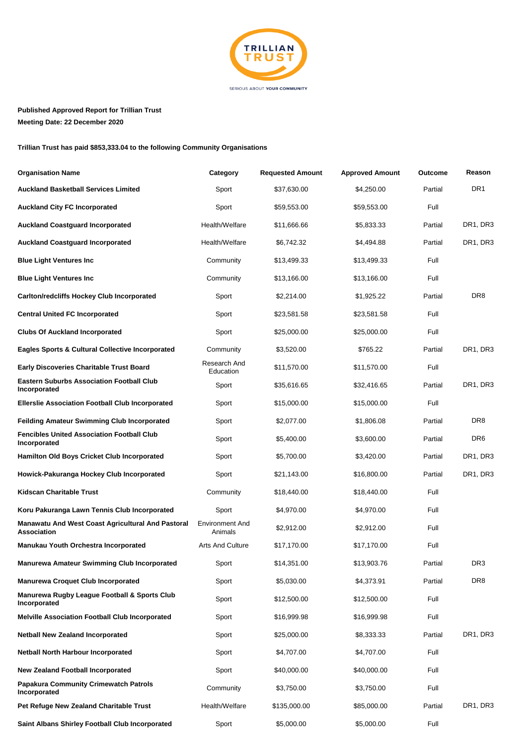TRILLIAN TRUST

SERIOUS ABOUT YOUR COMMUNITY

**Published Approved Report for Trillian Trust**
**Meeting Date: 22 December 2020**

**Trillian Trust has paid $853,333.04 to the following Community Organisations**

| Organisation Name | Category | Requested Amount | Approved Amount | Outcome | Reason |
|---|---|---|---|---|---|
| **Auckland Basketball Services Limited** | Sport | $37,630.00 | $4,250.00 | Partial | DR1 |
| **Auckland City FC Incorporated** | Sport | $59,553.00 | $59,553.00 | Full | |
| **Auckland Coastguard Incorporated** | Health/Welfare | $11,666.66 | $5,833.33 | Partial | DR1, DR3 |
| **Auckland Coastguard Incorporated** | Health/Welfare | $6,742.32 | $4,494.88 | Partial | DR1, DR3 |
| **Blue Light Ventures Inc** | Community | $13,499.33 | $13,499.33 | Full | |
| **Blue Light Ventures Inc** | Community | $13,166.00 | $13,166.00 | Full | |
| **Carlton/redcliffs Hockey Club Incorporated** | Sport | $2,214.00 | $1,925.22 | Partial | DR8 |
| **Central United FC Incorporated** | Sport | $23,581.58 | $23,581.58 | Full | |
| **Clubs Of Auckland Incorporated** | Sport | $25,000.00 | $25,000.00 | Full | |
| **Eagles Sports & Cultural Collective Incorporated** | Community | $3,520.00 | $765.22 | Partial | DR1, DR3 |
| **Early Discoveries Charitable Trust Board** | Research And Education | $11,570.00 | $11,570.00 | Full | |
| **Eastern Suburbs Association Football Club Incorporated** | Sport | $35,616.65 | $32,416.65 | Partial | DR1, DR3 |
| **Ellerslie Association Football Club Incorporated** | Sport | $15,000.00 | $15,000.00 | Full | |
| **Feilding Amateur Swimming Club Incorporated** | Sport | $2,077.00 | $1,806.08 | Partial | DR8 |
| **Fencibles United Association Football Club Incorporated** | Sport | $5,400.00 | $3,600.00 | Partial | DR6 |
| **Hamilton Old Boys Cricket Club Incorporated** | Sport | $5,700.00 | $3,420.00 | Partial | DR1, DR3 |
| **Howick-Pakuranga Hockey Club Incorporated** | Sport | $21,143.00 | $16,800.00 | Partial | DR1, DR3 |
| **Kidscan Charitable Trust** | Community | $18,440.00 | $18,440.00 | Full | |
| **Koru Pakuranga Lawn Tennis Club Incorporated** | Sport | $4,970.00 | $4,970.00 | Full | |
| **Manawatu And West Coast Agricultural And Pastoral Association** | Environment And Animals | $2,912.00 | $2,912.00 | Full | |
| **Manukau Youth Orchestra Incorporated** | Arts And Culture | $17,170.00 | $17,170.00 | Full | |
| **Manurewa Amateur Swimming Club Incorporated** | Sport | $14,351.00 | $13,903.76 | Partial | DR3 |
| **Manurewa Croquet Club Incorporated** | Sport | $5,030.00 | $4,373.91 | Partial | DR8 |
| **Manurewa Rugby League Football & Sports Club Incorporated** | Sport | $12,500.00 | $12,500.00 | Full | |
| **Melville Association Football Club Incorporated** | Sport | $16,999.98 | $16,999.98 | Full | |
| **Netball New Zealand Incorporated** | Sport | $25,000.00 | $8,333.33 | Partial | DR1, DR3 |
| **Netball North Harbour Incorporated** | Sport | $4,707.00 | $4,707.00 | Full | |
| **New Zealand Football Incorporated** | Sport | $40,000.00 | $40,000.00 | Full | |
| **Papakura Community Crimewatch Patrols Incorporated** | Community | $3,750.00 | $3,750.00 | Full | |
| **Pet Refuge New Zealand Charitable Trust** | Health/Welfare | $135,000.00 | $85,000.00 | Partial | DR1, DR3 |
| **Saint Albans Shirley Football Club Incorporated** | Sport | $5,000.00 | $5,000.00 | Full | |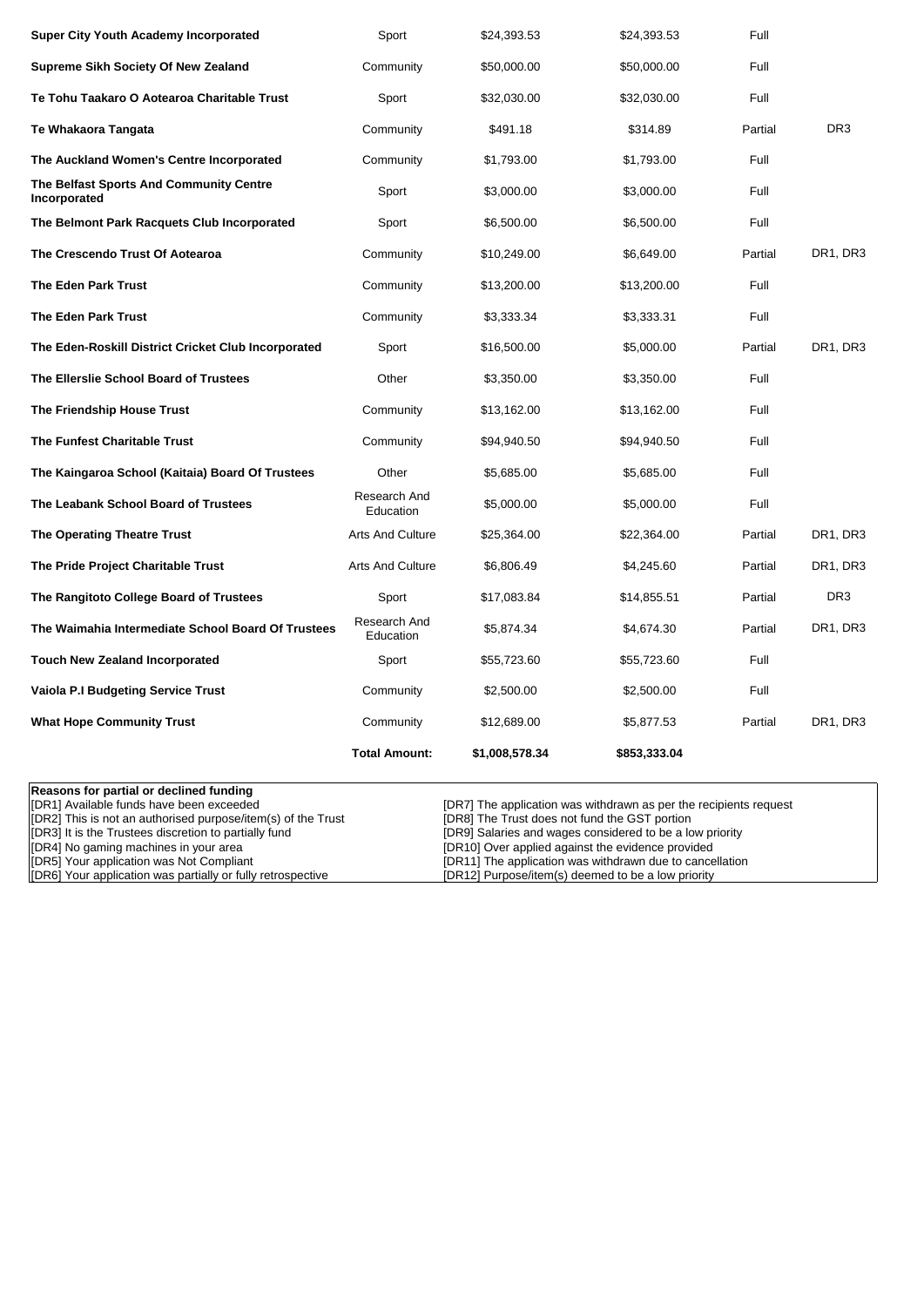| | | | | | |
|---|---|---|---|---|---|
| **Super City Youth Academy Incorporated** | Sport | $24,393.53 | $24,393.53 | Full | |
| **Supreme Sikh Society Of New Zealand** | Community | $50,000.00 | $50,000.00 | Full | |
| **Te Tohu Taakaro O Aotearoa Charitable Trust** | Sport | $32,030.00 | $32,030.00 | Full | |
| **Te Whakaora Tangata** | Community | $491.18 | $314.89 | Partial | DR3 |
| **The Auckland Women's Centre Incorporated** | Community | $1,793.00 | $1,793.00 | Full | |
| **The Belfast Sports And Community Centre Incorporated** | Sport | $3,000.00 | $3,000.00 | Full | |
| **The Belmont Park Racquets Club Incorporated** | Sport | $6,500.00 | $6,500.00 | Full | |
| **The Crescendo Trust Of Aotearoa** | Community | $10,249.00 | $6,649.00 | Partial | DR1, DR3 |
| **The Eden Park Trust** | Community | $13,200.00 | $13,200.00 | Full | |
| **The Eden Park Trust** | Community | $3,333.34 | $3,333.31 | Full | |
| **The Eden-Roskill District Cricket Club Incorporated** | Sport | $16,500.00 | $5,000.00 | Partial | DR1, DR3 |
| **The Ellerslie School Board of Trustees** | Other | $3,350.00 | $3,350.00 | Full | |
| **The Friendship House Trust** | Community | $13,162.00 | $13,162.00 | Full | |
| **The Funfest Charitable Trust** | Community | $94,940.50 | $94,940.50 | Full | |
| **The Kaingaroa School (Kaitaia) Board Of Trustees** | Other | $5,685.00 | $5,685.00 | Full | |
| **The Leabank School Board of Trustees** | Research And Education | $5,000.00 | $5,000.00 | Full | |
| **The Operating Theatre Trust** | Arts And Culture | $25,364.00 | $22,364.00 | Partial | DR1, DR3 |
| **The Pride Project Charitable Trust** | Arts And Culture | $6,806.49 | $4,245.60 | Partial | DR1, DR3 |
| **The Rangitoto College Board of Trustees** | Sport | $17,083.84 | $14,855.51 | Partial | DR3 |
| **The Waimahia Intermediate School Board Of Trustees** | Research And Education | $5,874.34 | $4,674.30 | Partial | DR1, DR3 |
| **Touch New Zealand Incorporated** | Sport | $55,723.60 | $55,723.60 | Full | |
| **Vaiola P.I Budgeting Service Trust** | Community | $2,500.00 | $2,500.00 | Full | |
| **What Hope Community Trust** | Community | $12,689.00 | $5,877.53 | Partial | DR1, DR3 |
| | **Total Amount:** | **$1,008,578.34** | **$853,333.04** | | |

**Reasons for partial or declined funding**

[DR1] Available funds have been exceeded
[DR2] This is not an authorised purpose/item(s) of the Trust
[DR3] It is the Trustees discretion to partially fund
[DR4] No gaming machines in your area
[DR5] Your application was Not Compliant
[DR6] Your application was partially or fully retrospective
[DR7] The application was withdrawn as per the recipients request
[DR8] The Trust does not fund the GST portion
[DR9] Salaries and wages considered to be a low priority
[DR10] Over applied against the evidence provided
[DR11] The application was withdrawn due to cancellation
[DR12] Purpose/item(s) deemed to be a low priority